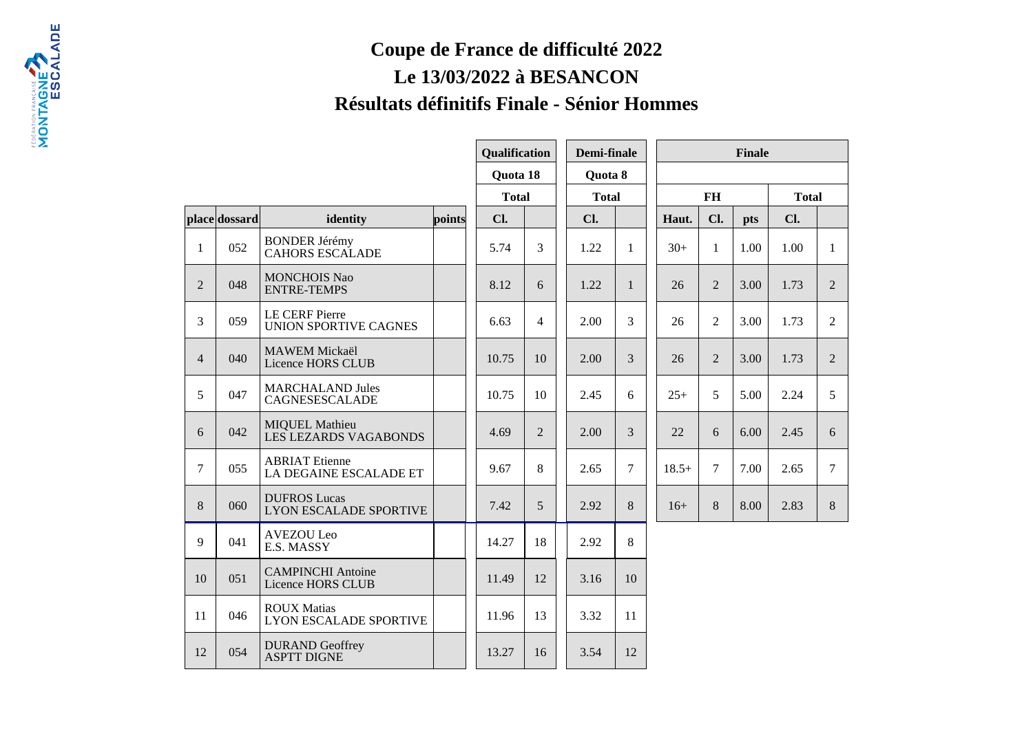# Coupe de France de difficulté 2022

## Le 13/03/2022 à BESANCON

## Résultats définitifs Finale - Sénior Hommes

| | | | | Qualification | | Demi-finale | | Finale | | | | |
|---|---|---|---|---|---|---|---|---|---|---|---|---|
| | | | | Quota 18 | | Quota 8 | | | | | | |
| | | | | Total | | Total | | FH | | | Total | |
| place | dossard | identity | points | Cl. | | Cl. | | Haut. | Cl. | pts | Cl. | |
| 1 | 052 | BONDER Jérémy<br>CAHORS ESCALADE | | 5.74 | 3 | 1.22 | 1 | 30+ | 1 | 1.00 | 1.00 | 1 |
| 2 | 048 | MONCHOIS Nao<br>ENTRE-TEMPS | | 8.12 | 6 | 1.22 | 1 | 26 | 2 | 3.00 | 1.73 | 2 |
| 3 | 059 | LE CERF Pierre<br>UNION SPORTIVE CAGNES | | 6.63 | 4 | 2.00 | 3 | 26 | 2 | 3.00 | 1.73 | 2 |
| 4 | 040 | MAWEM Mickaël<br>Licence HORS CLUB | | 10.75 | 10 | 2.00 | 3 | 26 | 2 | 3.00 | 1.73 | 2 |
| 5 | 047 | MARCHALAND Jules<br>CAGNESESCALADE | | 10.75 | 10 | 2.45 | 6 | 25+ | 5 | 5.00 | 2.24 | 5 |
| 6 | 042 | MIQUEL Mathieu<br>LES LEZARDS VAGABONDS | | 4.69 | 2 | 2.00 | 3 | 22 | 6 | 6.00 | 2.45 | 6 |
| 7 | 055 | ABRIAT Etienne<br>LA DEGAINE ESCALADE ET | | 9.67 | 8 | 2.65 | 7 | 18.5+ | 7 | 7.00 | 2.65 | 7 |
| 8 | 060 | DUFROS Lucas<br>LYON ESCALADE SPORTIVE | | 7.42 | 5 | 2.92 | 8 | 16+ | 8 | 8.00 | 2.83 | 8 |
| 9 | 041 | AVEZOU Leo<br>E.S. MASSY | | 14.27 | 18 | 2.92 | 8 | | | | | |
| 10 | 051 | CAMPINCHI Antoine<br>Licence HORS CLUB | | 11.49 | 12 | 3.16 | 10 | | | | | |
| 11 | 046 | ROUX Matias<br>LYON ESCALADE SPORTIVE | | 11.96 | 13 | 3.32 | 11 | | | | | |
| 12 | 054 | DURAND Geoffrey<br>ASPTT DIGNE | | 13.27 | 16 | 3.54 | 12 | | | | | |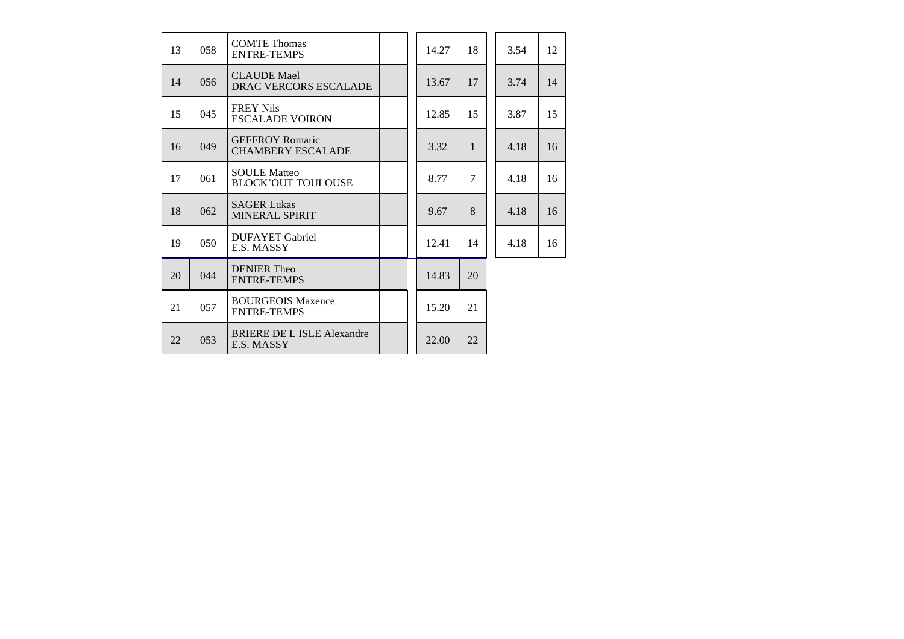| | | | | | | | |
|---|---|---|---|---|---|---|---|
| 13 | 058 | COMTE Thomas<br>ENTRE-TEMPS | | 14.27 | 18 | 3.54 | 12 |
| 14 | 056 | CLAUDE Mael<br>DRAC VERCORS ESCALADE | | 13.67 | 17 | 3.74 | 14 |
| 15 | 045 | FREY Nils<br>ESCALADE VOIRON | | 12.85 | 15 | 3.87 | 15 |
| 16 | 049 | GEFFROY Romaric<br>CHAMBERY ESCALADE | | 3.32 | 1 | 4.18 | 16 |
| 17 | 061 | SOULE Matteo<br>BLOCK'OUT TOULOUSE | | 8.77 | 7 | 4.18 | 16 |
| 18 | 062 | SAGER Lukas<br>MINERAL SPIRIT | | 9.67 | 8 | 4.18 | 16 |
| 19 | 050 | DUFAYET Gabriel<br>E.S. MASSY | | 12.41 | 14 | 4.18 | 16 |
| 20 | 044 | DENIER Theo<br>ENTRE-TEMPS | | 14.83 | 20 | | |
| 21 | 057 | BOURGEOIS Maxence<br>ENTRE-TEMPS | | 15.20 | 21 | | |
| 22 | 053 | BRIERE DE L ISLE Alexandre<br>E.S. MASSY | | 22.00 | 22 | | |